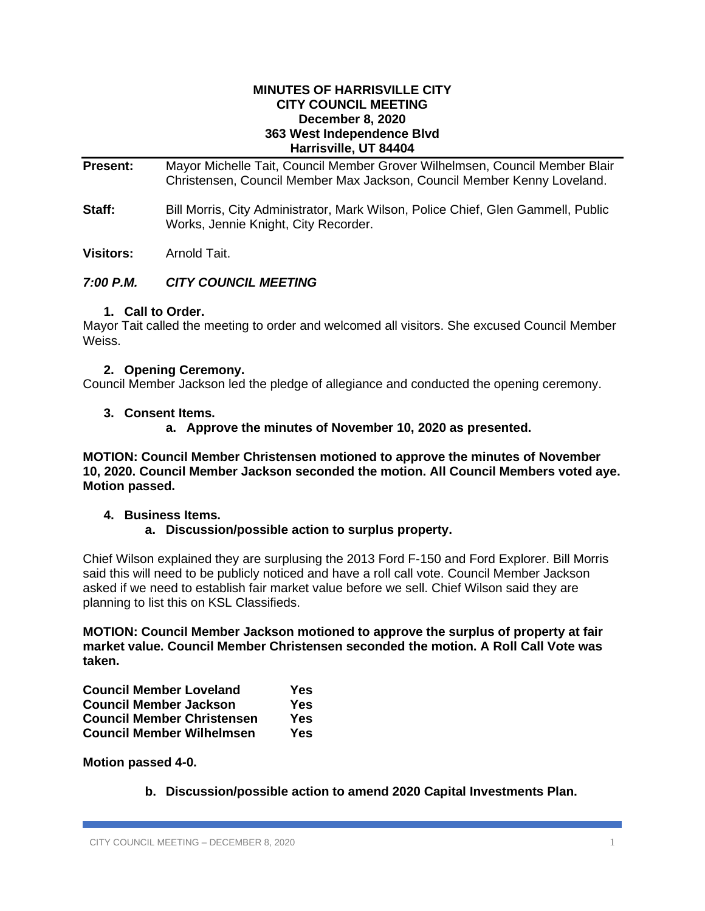**MINUTES OF HARRISVILLE CITY**
**CITY COUNCIL MEETING**
**December 8, 2020**
**363 West Independence Blvd**
**Harrisville, UT 84404**

**Present:** Mayor Michelle Tait, Council Member Grover Wilhelmsen, Council Member Blair Christensen, Council Member Max Jackson, Council Member Kenny Loveland.

**Staff:** Bill Morris, City Administrator, Mark Wilson, Police Chief, Glen Gammell, Public Works, Jennie Knight, City Recorder.

**Visitors:** Arnold Tait.

## *7:00 P.M. CITY COUNCIL MEETING*

### 1. Call to Order.

Mayor Tait called the meeting to order and welcomed all visitors. She excused Council Member Weiss.

### 2. Opening Ceremony.

Council Member Jackson led the pledge of allegiance and conducted the opening ceremony.

### 3. Consent Items.

**a. Approve the minutes of November 10, 2020 as presented.**

**MOTION: Council Member Christensen motioned to approve the minutes of November 10, 2020. Council Member Jackson seconded the motion. All Council Members voted aye. Motion passed.**

### 4. Business Items.

**a. Discussion/possible action to surplus property.**

Chief Wilson explained they are surplusing the 2013 Ford F-150 and Ford Explorer. Bill Morris said this will need to be publicly noticed and have a roll call vote. Council Member Jackson asked if we need to establish fair market value before we sell. Chief Wilson said they are planning to list this on KSL Classifieds.

**MOTION: Council Member Jackson motioned to approve the surplus of property at fair market value. Council Member Christensen seconded the motion. A Roll Call Vote was taken.**

| | |
|---|---|
| **Council Member Loveland** | **Yes** |
| **Council Member Jackson** | **Yes** |
| **Council Member Christensen** | **Yes** |
| **Council Member Wilhelmsen** | **Yes** |

**Motion passed 4-0.**

**b. Discussion/possible action to amend 2020 Capital Investments Plan.**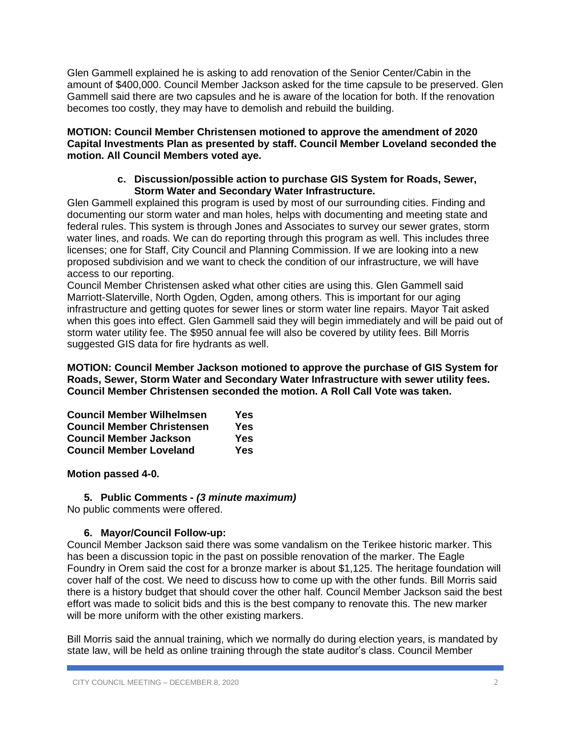Glen Gammell explained he is asking to add renovation of the Senior Center/Cabin in the amount of $400,000. Council Member Jackson asked for the time capsule to be preserved. Glen Gammell said there are two capsules and he is aware of the location for both. If the renovation becomes too costly, they may have to demolish and rebuild the building.

**MOTION: Council Member Christensen motioned to approve the amendment of 2020 Capital Investments Plan as presented by staff. Council Member Loveland seconded the motion. All Council Members voted aye.**

**c. Discussion/possible action to purchase GIS System for Roads, Sewer, Storm Water and Secondary Water Infrastructure.**

Glen Gammell explained this program is used by most of our surrounding cities. Finding and documenting our storm water and man holes, helps with documenting and meeting state and federal rules. This system is through Jones and Associates to survey our sewer grates, storm water lines, and roads. We can do reporting through this program as well. This includes three licenses; one for Staff, City Council and Planning Commission. If we are looking into a new proposed subdivision and we want to check the condition of our infrastructure, we will have access to our reporting.

Council Member Christensen asked what other cities are using this. Glen Gammell said Marriott-Slaterville, North Ogden, Ogden, among others. This is important for our aging infrastructure and getting quotes for sewer lines or storm water line repairs. Mayor Tait asked when this goes into effect. Glen Gammell said they will begin immediately and will be paid out of storm water utility fee. The $950 annual fee will also be covered by utility fees. Bill Morris suggested GIS data for fire hydrants as well.

**MOTION: Council Member Jackson motioned to approve the purchase of GIS System for Roads, Sewer, Storm Water and Secondary Water Infrastructure with sewer utility fees. Council Member Christensen seconded the motion. A Roll Call Vote was taken.**

| | |
|---|---|
| **Council Member Wilhelmsen** | **Yes** |
| **Council Member Christensen** | **Yes** |
| **Council Member Jackson** | **Yes** |
| **Council Member Loveland** | **Yes** |

**Motion passed 4-0.**

**5. Public Comments -** ***(3 minute maximum)***

No public comments were offered.

**6. Mayor/Council Follow-up:**

Council Member Jackson said there was some vandalism on the Terikee historic marker. This has been a discussion topic in the past on possible renovation of the marker. The Eagle Foundry in Orem said the cost for a bronze marker is about $1,125. The heritage foundation will cover half of the cost. We need to discuss how to come up with the other funds. Bill Morris said there is a history budget that should cover the other half. Council Member Jackson said the best effort was made to solicit bids and this is the best company to renovate this. The new marker will be more uniform with the other existing markers.

Bill Morris said the annual training, which we normally do during election years, is mandated by state law, will be held as online training through the state auditor's class. Council Member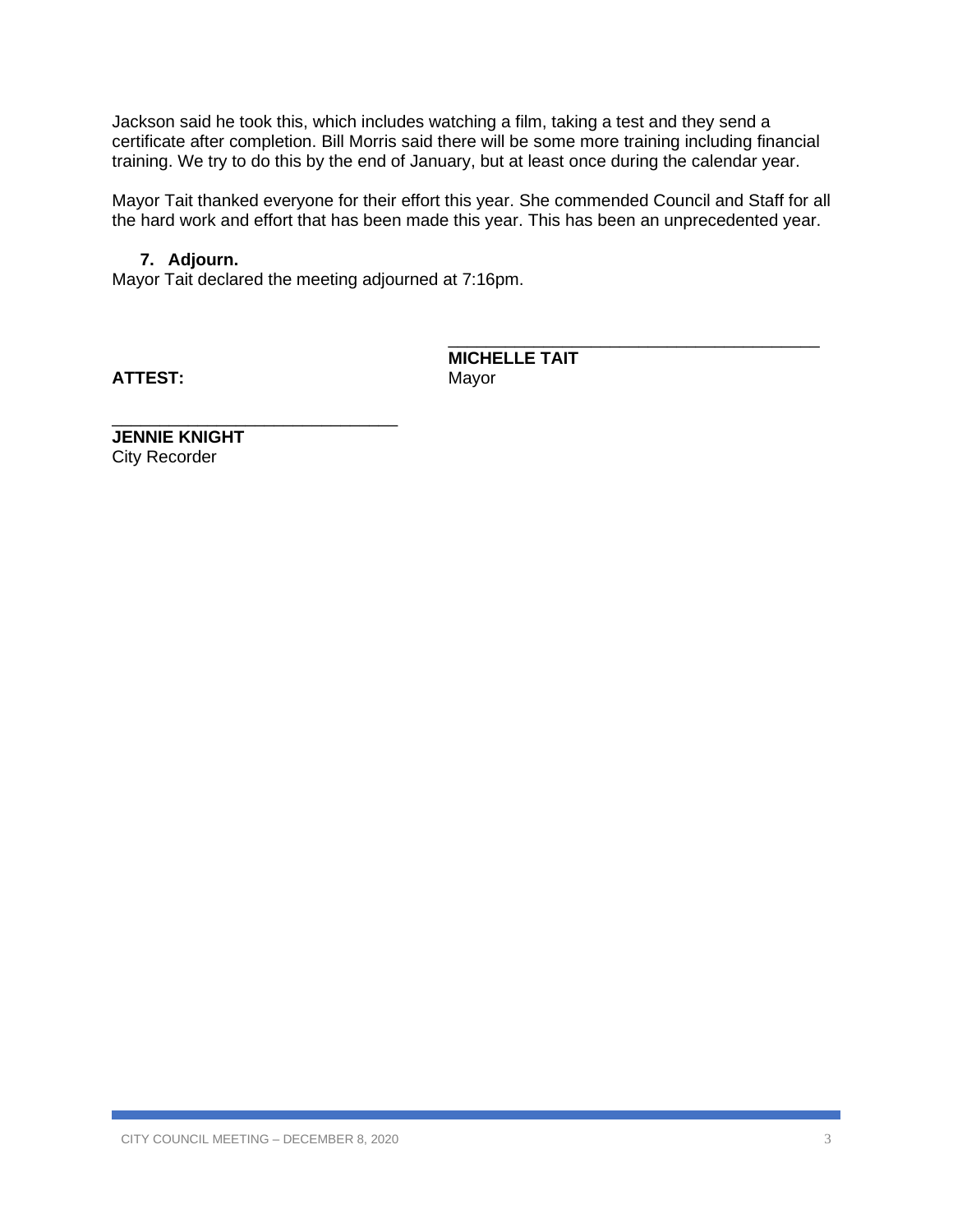Jackson said he took this, which includes watching a film, taking a test and they send a certificate after completion. Bill Morris said there will be some more training including financial training. We try to do this by the end of January, but at least once during the calendar year.

Mayor Tait thanked everyone for their effort this year. She commended Council and Staff for all the hard work and effort that has been made this year. This has been an unprecedented year.

**7. Adjourn.**

Mayor Tait declared the meeting adjourned at 7:16pm.

\_\_\_\_\_\_\_\_\_\_\_\_\_\_\_\_\_\_\_\_\_\_\_\_\_\_\_\_\_\_\_\_\_\_\_\_\_\_\_\_
**MICHELLE TAIT**
Mayor

**ATTEST:**

\_\_\_\_\_\_\_\_\_\_\_\_\_\_\_\_\_\_\_\_\_\_\_\_\_\_\_\_\_\_\_\_
**JENNIE KNIGHT**
City Recorder